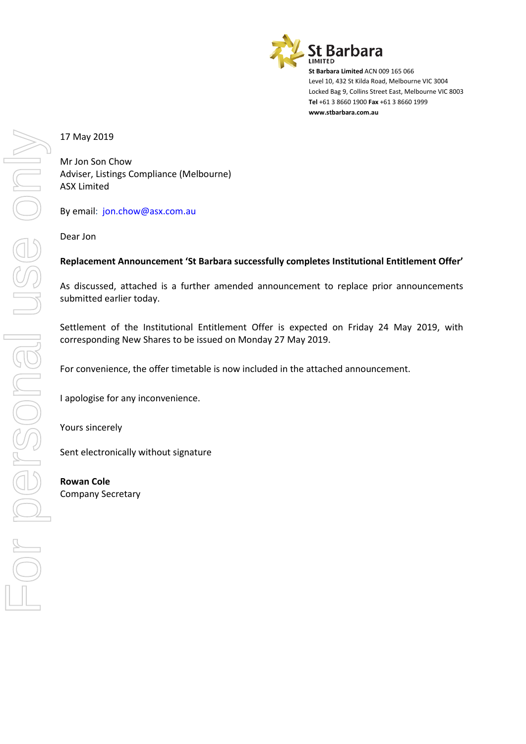**St Barbara**
LIMITED

**St Barbara Limited** ACN 009 165 066
Level 10, 432 St Kilda Road, Melbourne VIC 3004
Locked Bag 9, Collins Street East, Melbourne VIC 8003
**Tel** +61 3 8660 1900 **Fax** +61 3 8660 1999
**www.stbarbara.com.au**

17 May 2019

Mr Jon Son Chow
Adviser, Listings Compliance (Melbourne)
ASX Limited

By email: jon.chow@asx.com.au

Dear Jon

**Replacement Announcement 'St Barbara successfully completes Institutional Entitlement Offer'**

As discussed, attached is a further amended announcement to replace prior announcements submitted earlier today.

Settlement of the Institutional Entitlement Offer is expected on Friday 24 May 2019, with corresponding New Shares to be issued on Monday 27 May 2019.

For convenience, the offer timetable is now included in the attached announcement.

I apologise for any inconvenience.

Yours sincerely

Sent electronically without signature

**Rowan Cole**
Company Secretary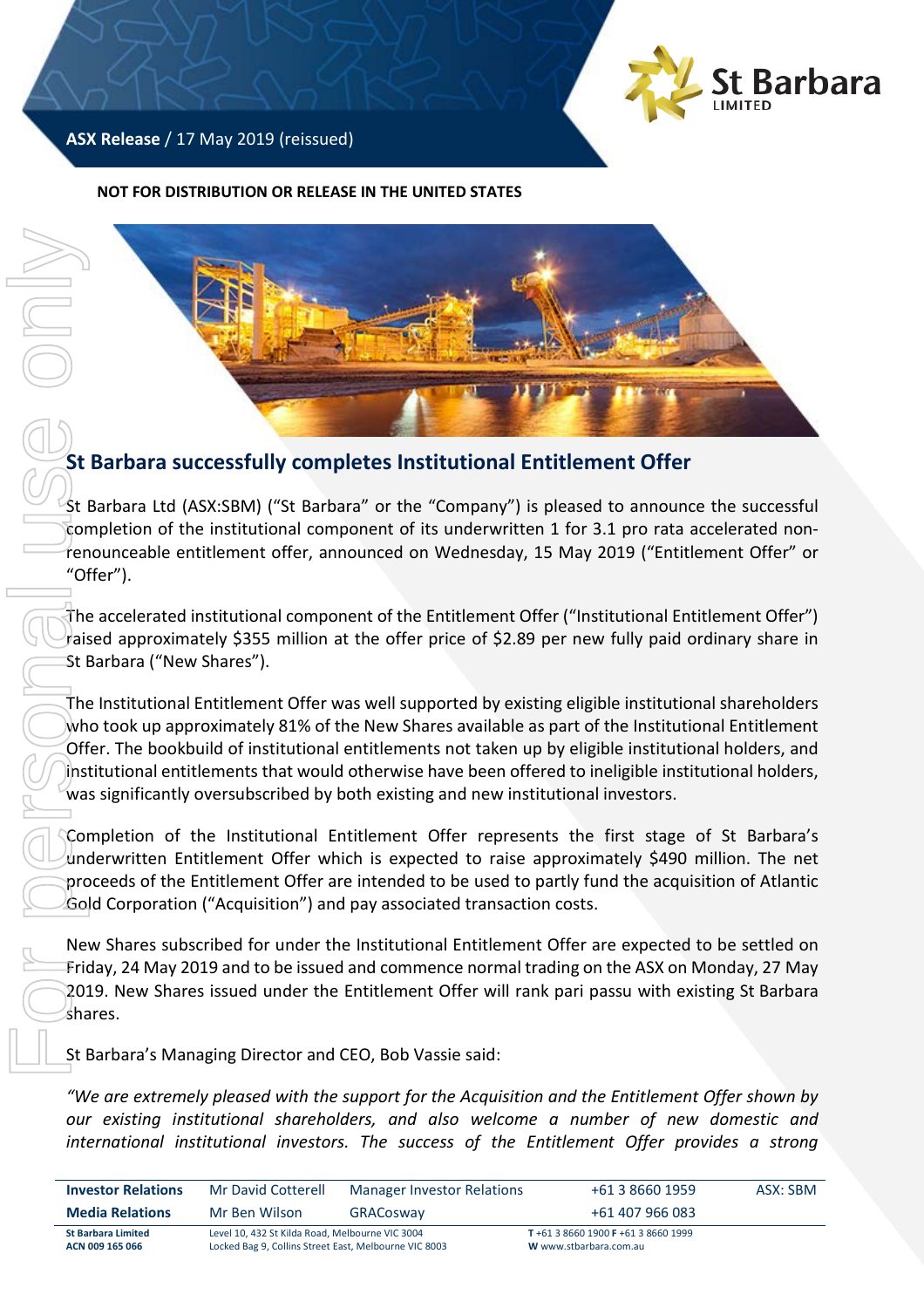**ASX Release** / 17 May 2019 (reissued)

**NOT FOR DISTRIBUTION OR RELEASE IN THE UNITED STATES**

## St Barbara successfully completes Institutional Entitlement Offer

St Barbara Ltd (ASX:SBM) ("St Barbara" or the "Company") is pleased to announce the successful completion of the institutional component of its underwritten 1 for 3.1 pro rata accelerated non-renounceable entitlement offer, announced on Wednesday, 15 May 2019 ("Entitlement Offer" or "Offer").

The accelerated institutional component of the Entitlement Offer ("Institutional Entitlement Offer") raised approximately $355 million at the offer price of $2.89 per new fully paid ordinary share in St Barbara ("New Shares").

The Institutional Entitlement Offer was well supported by existing eligible institutional shareholders who took up approximately 81% of the New Shares available as part of the Institutional Entitlement Offer. The bookbuild of institutional entitlements not taken up by eligible institutional holders, and institutional entitlements that would otherwise have been offered to ineligible institutional holders, was significantly oversubscribed by both existing and new institutional investors.

Completion of the Institutional Entitlement Offer represents the first stage of St Barbara's underwritten Entitlement Offer which is expected to raise approximately $490 million. The net proceeds of the Entitlement Offer are intended to be used to partly fund the acquisition of Atlantic Gold Corporation ("Acquisition") and pay associated transaction costs.

New Shares subscribed for under the Institutional Entitlement Offer are expected to be settled on Friday, 24 May 2019 and to be issued and commence normal trading on the ASX on Monday, 27 May 2019. New Shares issued under the Entitlement Offer will rank pari passu with existing St Barbara shares.

St Barbara's Managing Director and CEO, Bob Vassie said:

*"We are extremely pleased with the support for the Acquisition and the Entitlement Offer shown by our existing institutional shareholders, and also welcome a number of new domestic and international institutional investors. The success of the Entitlement Offer provides a strong*

| **Investor Relations** | Mr David Cotterell | Manager Investor Relations | +61 3 8660 1959 | ASX: SBM |
|---|---|---|---|---|
| **Media Relations** | Mr Ben Wilson | GRACosway | +61 407 966 083 | |

**St Barbara Limited** ACN 009 165 066 — Level 10, 432 St Kilda Road, Melbourne VIC 3004 — Locked Bag 9, Collins Street East, Melbourne VIC 8003 — **T** +61 3 8660 1900 **F** +61 3 8660 1999 **W** www.stbarbara.com.au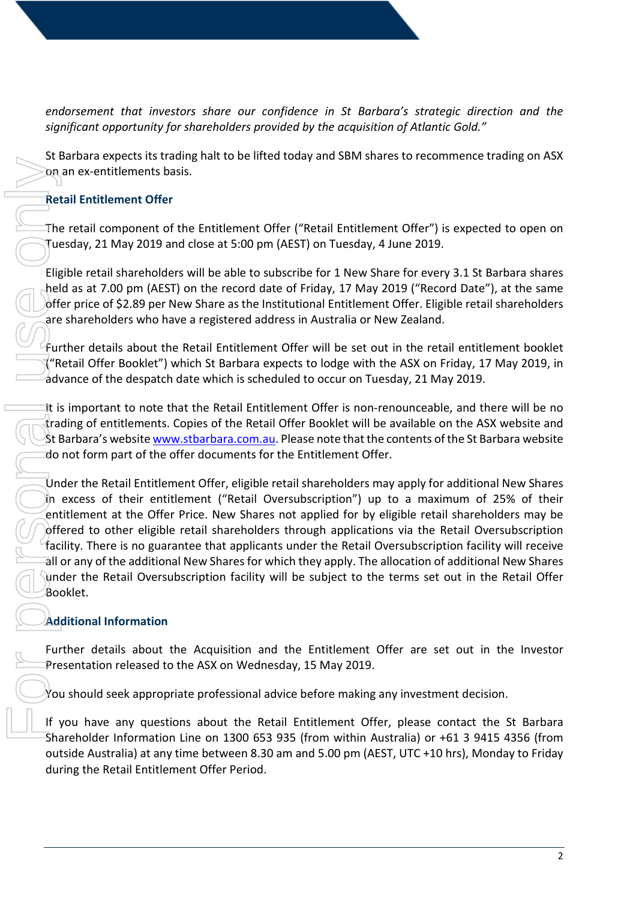*endorsement that investors share our confidence in St Barbara's strategic direction and the significant opportunity for shareholders provided by the acquisition of Atlantic Gold."*

St Barbara expects its trading halt to be lifted today and SBM shares to recommence trading on ASX on an ex-entitlements basis.

## Retail Entitlement Offer

The retail component of the Entitlement Offer ("Retail Entitlement Offer") is expected to open on Tuesday, 21 May 2019 and close at 5:00 pm (AEST) on Tuesday, 4 June 2019.

Eligible retail shareholders will be able to subscribe for 1 New Share for every 3.1 St Barbara shares held as at 7.00 pm (AEST) on the record date of Friday, 17 May 2019 ("Record Date"), at the same offer price of $2.89 per New Share as the Institutional Entitlement Offer. Eligible retail shareholders are shareholders who have a registered address in Australia or New Zealand.

Further details about the Retail Entitlement Offer will be set out in the retail entitlement booklet ("Retail Offer Booklet") which St Barbara expects to lodge with the ASX on Friday, 17 May 2019, in advance of the despatch date which is scheduled to occur on Tuesday, 21 May 2019.

It is important to note that the Retail Entitlement Offer is non-renounceable, and there will be no trading of entitlements. Copies of the Retail Offer Booklet will be available on the ASX website and St Barbara's website www.stbarbara.com.au. Please note that the contents of the St Barbara website do not form part of the offer documents for the Entitlement Offer.

Under the Retail Entitlement Offer, eligible retail shareholders may apply for additional New Shares in excess of their entitlement ("Retail Oversubscription") up to a maximum of 25% of their entitlement at the Offer Price. New Shares not applied for by eligible retail shareholders may be offered to other eligible retail shareholders through applications via the Retail Oversubscription facility. There is no guarantee that applicants under the Retail Oversubscription facility will receive all or any of the additional New Shares for which they apply. The allocation of additional New Shares under the Retail Oversubscription facility will be subject to the terms set out in the Retail Offer Booklet.

## Additional Information

Further details about the Acquisition and the Entitlement Offer are set out in the Investor Presentation released to the ASX on Wednesday, 15 May 2019.

You should seek appropriate professional advice before making any investment decision.

If you have any questions about the Retail Entitlement Offer, please contact the St Barbara Shareholder Information Line on 1300 653 935 (from within Australia) or +61 3 9415 4356 (from outside Australia) at any time between 8.30 am and 5.00 pm (AEST, UTC +10 hrs), Monday to Friday during the Retail Entitlement Offer Period.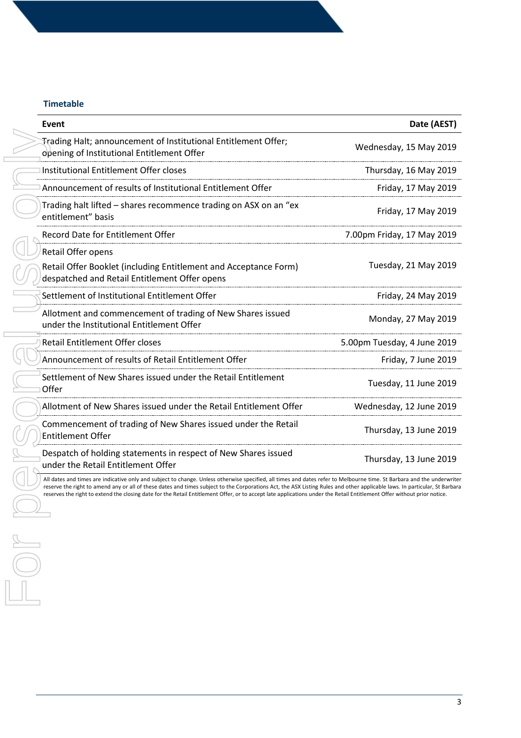### Timetable

| Event | Date (AEST) |
|---|---|
| Trading Halt; announcement of Institutional Entitlement Offer; opening of Institutional Entitlement Offer | Wednesday, 15 May 2019 |
| Institutional Entitlement Offer closes | Thursday, 16 May 2019 |
| Announcement of results of Institutional Entitlement Offer | Friday, 17 May 2019 |
| Trading halt lifted – shares recommence trading on ASX on an "ex entitlement" basis | Friday, 17 May 2019 |
| Record Date for Entitlement Offer | 7.00pm Friday, 17 May 2019 |
| Retail Offer opens<br>Retail Offer Booklet (including Entitlement and Acceptance Form) despatched and Retail Entitlement Offer opens | Tuesday, 21 May 2019 |
| Settlement of Institutional Entitlement Offer | Friday, 24 May 2019 |
| Allotment and commencement of trading of New Shares issued under the Institutional Entitlement Offer | Monday, 27 May 2019 |
| Retail Entitlement Offer closes | 5.00pm Tuesday, 4 June 2019 |
| Announcement of results of Retail Entitlement Offer | Friday, 7 June 2019 |
| Settlement of New Shares issued under the Retail Entitlement Offer | Tuesday, 11 June 2019 |
| Allotment of New Shares issued under the Retail Entitlement Offer | Wednesday, 12 June 2019 |
| Commencement of trading of New Shares issued under the Retail Entitlement Offer | Thursday, 13 June 2019 |
| Despatch of holding statements in respect of New Shares issued under the Retail Entitlement Offer | Thursday, 13 June 2019 |

All dates and times are indicative only and subject to change. Unless otherwise specified, all times and dates refer to Melbourne time. St Barbara and the underwriter reserve the right to amend any or all of these dates and times subject to the Corporations Act, the ASX Listing Rules and other applicable laws. In particular, St Barbara reserves the right to extend the closing date for the Retail Entitlement Offer, or to accept late applications under the Retail Entitlement Offer without prior notice.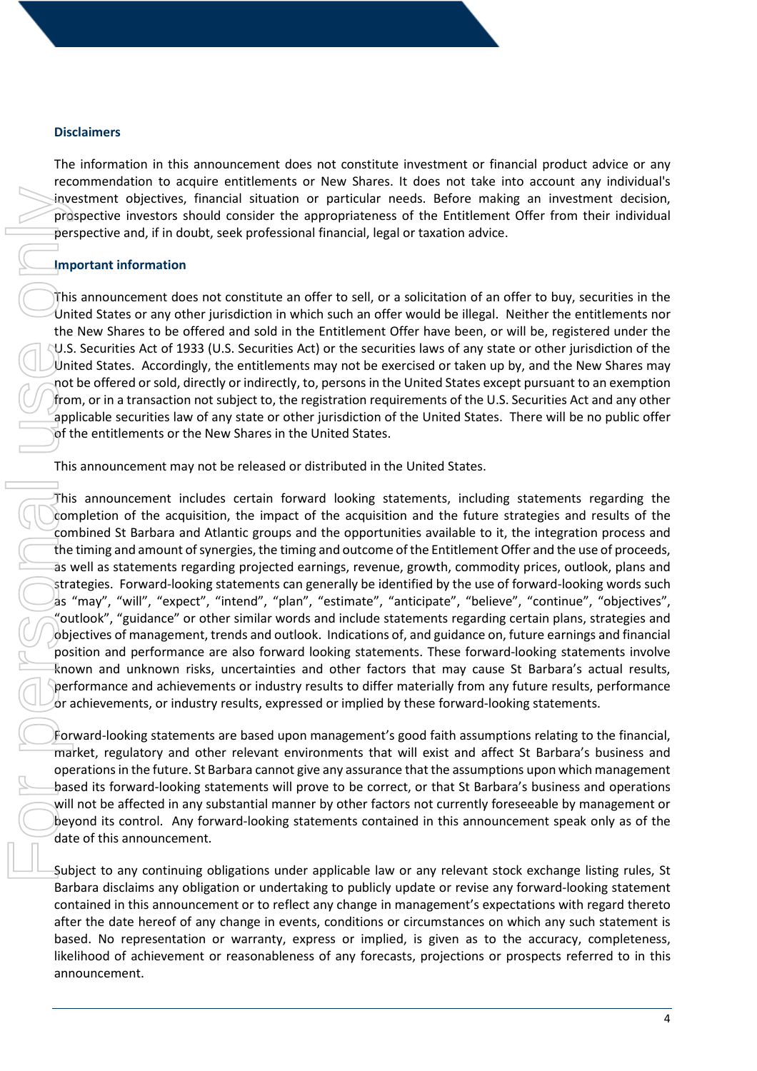### Disclaimers

The information in this announcement does not constitute investment or financial product advice or any recommendation to acquire entitlements or New Shares. It does not take into account any individual's investment objectives, financial situation or particular needs. Before making an investment decision, prospective investors should consider the appropriateness of the Entitlement Offer from their individual perspective and, if in doubt, seek professional financial, legal or taxation advice.

### Important information

This announcement does not constitute an offer to sell, or a solicitation of an offer to buy, securities in the United States or any other jurisdiction in which such an offer would be illegal. Neither the entitlements nor the New Shares to be offered and sold in the Entitlement Offer have been, or will be, registered under the U.S. Securities Act of 1933 (U.S. Securities Act) or the securities laws of any state or other jurisdiction of the United States. Accordingly, the entitlements may not be exercised or taken up by, and the New Shares may not be offered or sold, directly or indirectly, to, persons in the United States except pursuant to an exemption from, or in a transaction not subject to, the registration requirements of the U.S. Securities Act and any other applicable securities law of any state or other jurisdiction of the United States. There will be no public offer of the entitlements or the New Shares in the United States.

This announcement may not be released or distributed in the United States.

This announcement includes certain forward looking statements, including statements regarding the completion of the acquisition, the impact of the acquisition and the future strategies and results of the combined St Barbara and Atlantic groups and the opportunities available to it, the integration process and the timing and amount of synergies, the timing and outcome of the Entitlement Offer and the use of proceeds, as well as statements regarding projected earnings, revenue, growth, commodity prices, outlook, plans and strategies. Forward-looking statements can generally be identified by the use of forward-looking words such as "may", "will", "expect", "intend", "plan", "estimate", "anticipate", "believe", "continue", "objectives", "outlook", "guidance" or other similar words and include statements regarding certain plans, strategies and objectives of management, trends and outlook. Indications of, and guidance on, future earnings and financial position and performance are also forward looking statements. These forward-looking statements involve known and unknown risks, uncertainties and other factors that may cause St Barbara's actual results, performance and achievements or industry results to differ materially from any future results, performance or achievements, or industry results, expressed or implied by these forward-looking statements.

Forward-looking statements are based upon management's good faith assumptions relating to the financial, market, regulatory and other relevant environments that will exist and affect St Barbara's business and operations in the future. St Barbara cannot give any assurance that the assumptions upon which management based its forward-looking statements will prove to be correct, or that St Barbara's business and operations will not be affected in any substantial manner by other factors not currently foreseeable by management or beyond its control. Any forward-looking statements contained in this announcement speak only as of the date of this announcement.

Subject to any continuing obligations under applicable law or any relevant stock exchange listing rules, St Barbara disclaims any obligation or undertaking to publicly update or revise any forward-looking statement contained in this announcement or to reflect any change in management's expectations with regard thereto after the date hereof of any change in events, conditions or circumstances on which any such statement is based. No representation or warranty, express or implied, is given as to the accuracy, completeness, likelihood of achievement or reasonableness of any forecasts, projections or prospects referred to in this announcement.